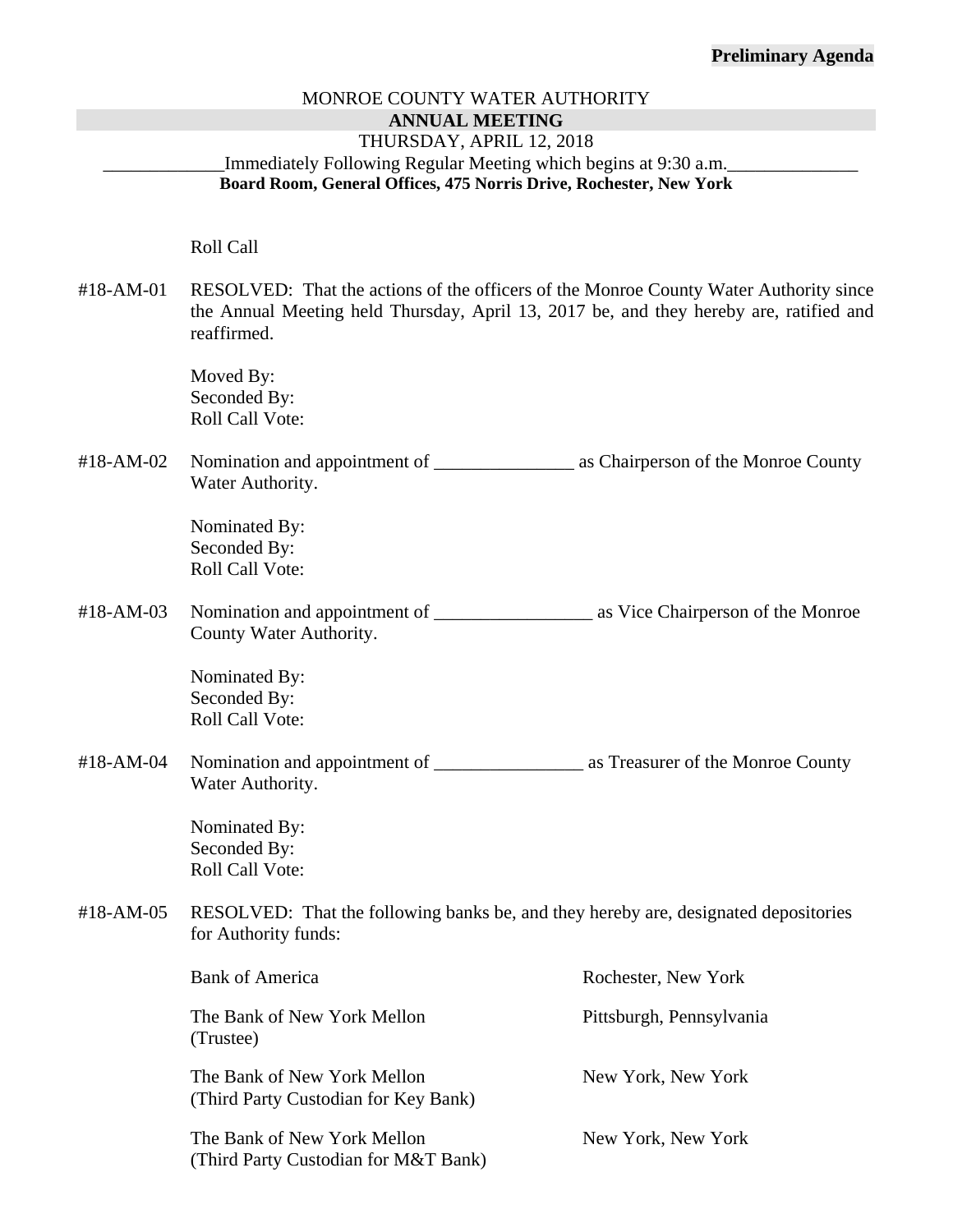**Preliminary Agenda**

MONROE COUNTY WATER AUTHORITY

**ANNUAL MEETING**

THURSDAY, APRIL 12, 2018

\_\_\_\_\_\_\_\_\_\_\_\_\_Immediately Following Regular Meeting which begins at 9:30 a.m.\_\_\_\_\_\_\_\_\_\_\_\_\_\_

**Board Room, General Offices, 475 Norris Drive, Rochester, New York**

Roll Call

#18-AM-01 RESOLVED: That the actions of the officers of the Monroe County Water Authority since the Annual Meeting held Thursday, April 13, 2017 be, and they hereby are, ratified and reaffirmed.

Moved By:
Seconded By:
Roll Call Vote:

#18-AM-02 Nomination and appointment of \_\_\_\_\_\_\_\_\_\_\_\_\_\_\_ as Chairperson of the Monroe County Water Authority.

Nominated By:
Seconded By:
Roll Call Vote:

#18-AM-03 Nomination and appointment of \_\_\_\_\_\_\_\_\_\_\_\_\_\_\_\_\_ as Vice Chairperson of the Monroe County Water Authority.

Nominated By:
Seconded By:
Roll Call Vote:

#18-AM-04 Nomination and appointment of \_\_\_\_\_\_\_\_\_\_\_\_\_\_\_\_ as Treasurer of the Monroe County Water Authority.

Nominated By:
Seconded By:
Roll Call Vote:

#18-AM-05 RESOLVED: That the following banks be, and they hereby are, designated depositories for Authority funds:

| Bank | Location |
|---|---|
| Bank of America | Rochester, New York |
| The Bank of New York Mellon (Trustee) | Pittsburgh, Pennsylvania |
| The Bank of New York Mellon (Third Party Custodian for Key Bank) | New York, New York |
| The Bank of New York Mellon (Third Party Custodian for M&T Bank) | New York, New York |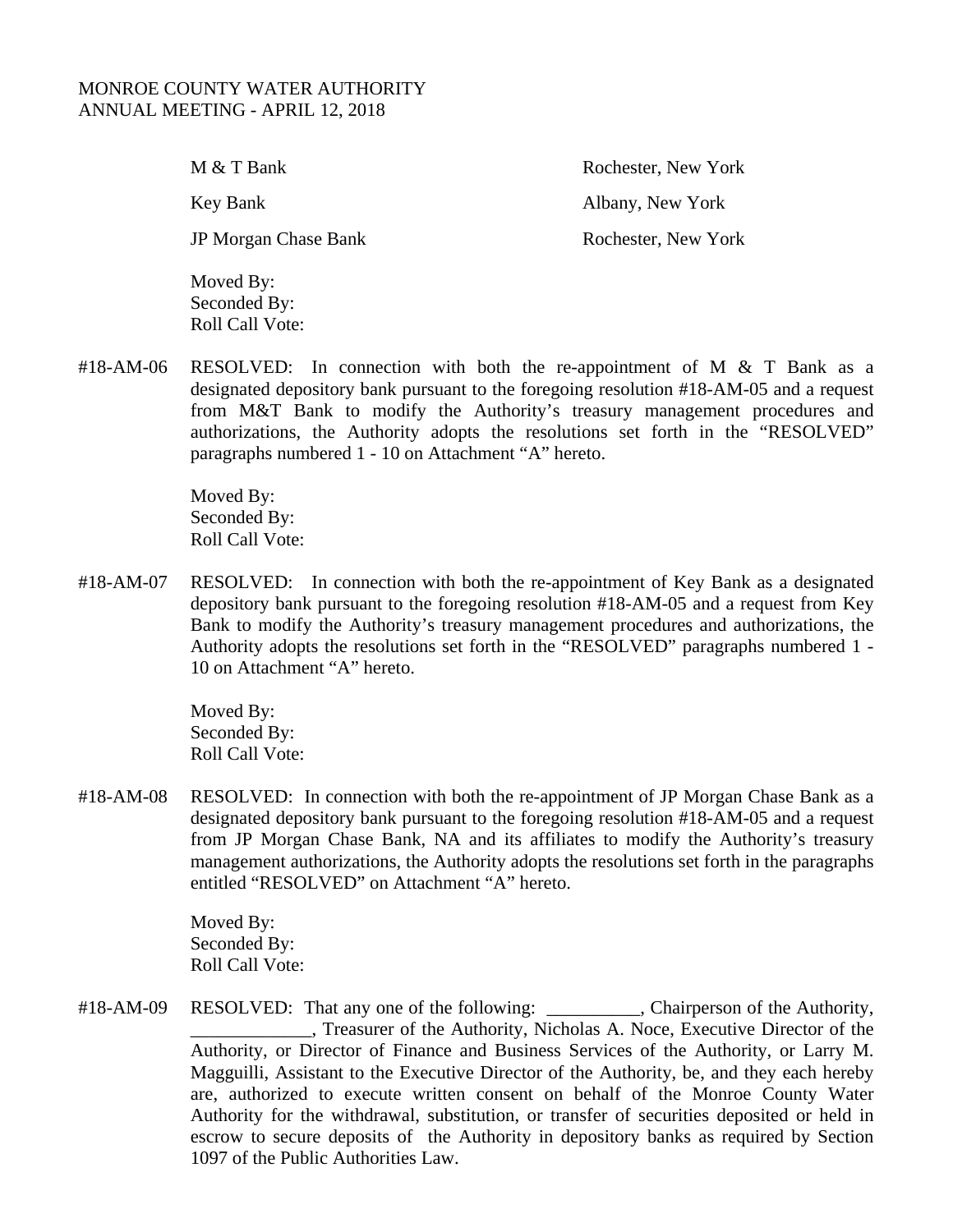MONROE COUNTY WATER AUTHORITY
ANNUAL MEETING - APRIL 12, 2018

| | |
|---|---|
| M & T Bank | Rochester, New York |
| Key Bank | Albany, New York |
| JP Morgan Chase Bank | Rochester, New York |

Moved By:
Seconded By:
Roll Call Vote:

#18-AM-06 RESOLVED: In connection with both the re-appointment of M & T Bank as a designated depository bank pursuant to the foregoing resolution #18-AM-05 and a request from M&T Bank to modify the Authority's treasury management procedures and authorizations, the Authority adopts the resolutions set forth in the "RESOLVED" paragraphs numbered 1 - 10 on Attachment "A" hereto.

Moved By:
Seconded By:
Roll Call Vote:

#18-AM-07 RESOLVED: In connection with both the re-appointment of Key Bank as a designated depository bank pursuant to the foregoing resolution #18-AM-05 and a request from Key Bank to modify the Authority's treasury management procedures and authorizations, the Authority adopts the resolutions set forth in the "RESOLVED" paragraphs numbered 1 - 10 on Attachment "A" hereto.

Moved By:
Seconded By:
Roll Call Vote:

#18-AM-08 RESOLVED: In connection with both the re-appointment of JP Morgan Chase Bank as a designated depository bank pursuant to the foregoing resolution #18-AM-05 and a request from JP Morgan Chase Bank, NA and its affiliates to modify the Authority's treasury management authorizations, the Authority adopts the resolutions set forth in the paragraphs entitled "RESOLVED" on Attachment "A" hereto.

Moved By:
Seconded By:
Roll Call Vote:

#18-AM-09 RESOLVED: That any one of the following: __________, Chairperson of the Authority, _____________, Treasurer of the Authority, Nicholas A. Noce, Executive Director of the Authority, or Director of Finance and Business Services of the Authority, or Larry M. Magguilli, Assistant to the Executive Director of the Authority, be, and they each hereby are, authorized to execute written consent on behalf of the Monroe County Water Authority for the withdrawal, substitution, or transfer of securities deposited or held in escrow to secure deposits of the Authority in depository banks as required by Section 1097 of the Public Authorities Law.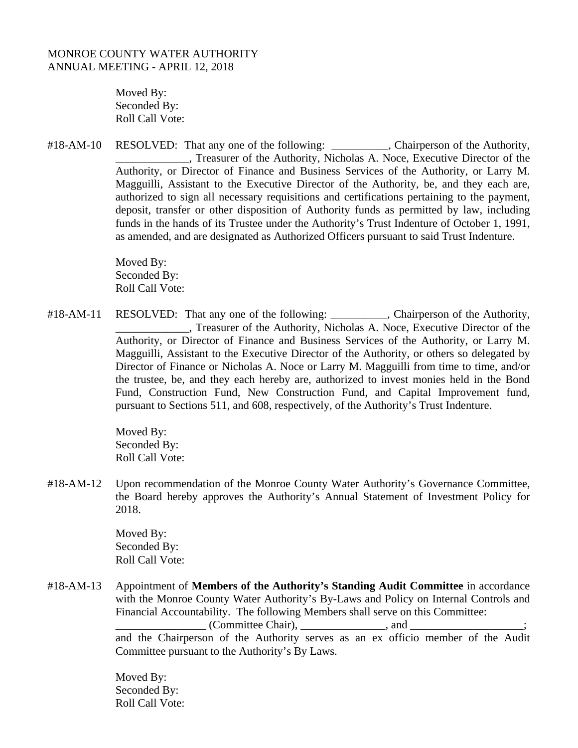MONROE COUNTY WATER AUTHORITY
ANNUAL MEETING - APRIL 12, 2018

Moved By:
Seconded By:
Roll Call Vote:

#18-AM-10 RESOLVED: That any one of the following: __________, Chairperson of the Authority, _____________, Treasurer of the Authority, Nicholas A. Noce, Executive Director of the Authority, or Director of Finance and Business Services of the Authority, or Larry M. Magguilli, Assistant to the Executive Director of the Authority, be, and they each are, authorized to sign all necessary requisitions and certifications pertaining to the payment, deposit, transfer or other disposition of Authority funds as permitted by law, including funds in the hands of its Trustee under the Authority's Trust Indenture of October 1, 1991, as amended, and are designated as Authorized Officers pursuant to said Trust Indenture.

Moved By:
Seconded By:
Roll Call Vote:

#18-AM-11 RESOLVED: That any one of the following: __________, Chairperson of the Authority, _____________, Treasurer of the Authority, Nicholas A. Noce, Executive Director of the Authority, or Director of Finance and Business Services of the Authority, or Larry M. Magguilli, Assistant to the Executive Director of the Authority, or others so delegated by Director of Finance or Nicholas A. Noce or Larry M. Magguilli from time to time, and/or the trustee, be, and they each hereby are, authorized to invest monies held in the Bond Fund, Construction Fund, New Construction Fund, and Capital Improvement fund, pursuant to Sections 511, and 608, respectively, of the Authority's Trust Indenture.

Moved By:
Seconded By:
Roll Call Vote:

#18-AM-12 Upon recommendation of the Monroe County Water Authority's Governance Committee, the Board hereby approves the Authority's Annual Statement of Investment Policy for 2018.

Moved By:
Seconded By:
Roll Call Vote:

#18-AM-13 Appointment of **Members of the Authority's Standing Audit Committee** in accordance with the Monroe County Water Authority's By-Laws and Policy on Internal Controls and Financial Accountability. The following Members shall serve on this Committee: ________________ (Committee Chair), _______________, and ____________________; and the Chairperson of the Authority serves as an ex officio member of the Audit Committee pursuant to the Authority's By Laws.

Moved By:
Seconded By:
Roll Call Vote: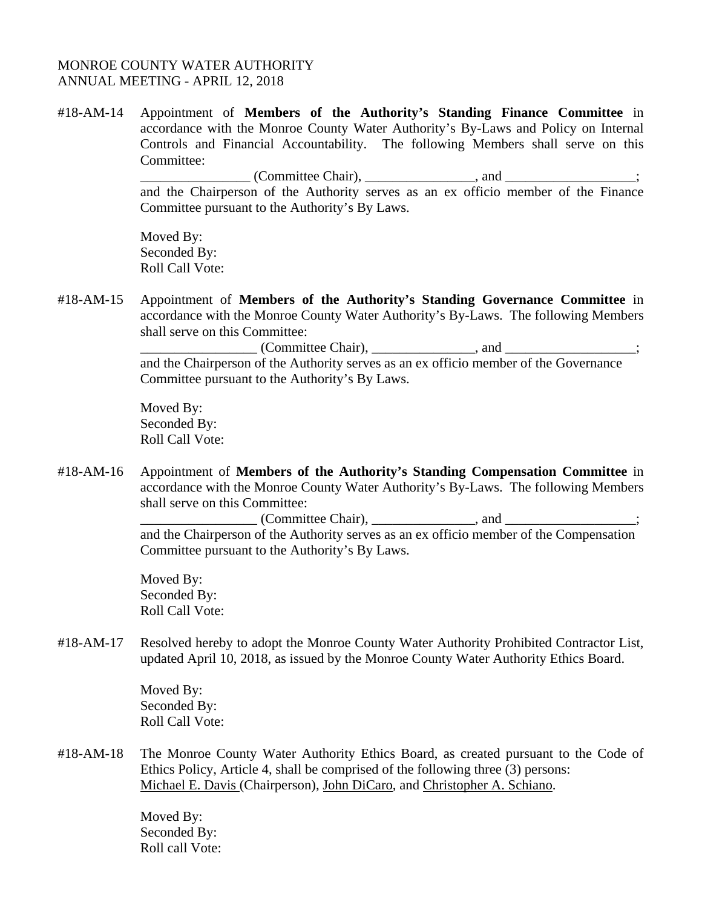MONROE COUNTY WATER AUTHORITY
ANNUAL MEETING - APRIL 12, 2018

#18-AM-14 Appointment of **Members of the Authority's Standing Finance Committee** in accordance with the Monroe County Water Authority's By-Laws and Policy on Internal Controls and Financial Accountability. The following Members shall serve on this Committee:

________________ (Committee Chair), ________________, and ___________________; and the Chairperson of the Authority serves as an ex officio member of the Finance Committee pursuant to the Authority's By Laws.

Moved By:
Seconded By:
Roll Call Vote:

#18-AM-15 Appointment of **Members of the Authority's Standing Governance Committee** in accordance with the Monroe County Water Authority's By-Laws. The following Members shall serve on this Committee:

_________________ (Committee Chair), _______________, and ___________________; and the Chairperson of the Authority serves as an ex officio member of the Governance Committee pursuant to the Authority's By Laws.

Moved By:
Seconded By:
Roll Call Vote:

#18-AM-16 Appointment of **Members of the Authority's Standing Compensation Committee** in accordance with the Monroe County Water Authority's By-Laws. The following Members shall serve on this Committee:

_________________ (Committee Chair), _______________, and ___________________; and the Chairperson of the Authority serves as an ex officio member of the Compensation Committee pursuant to the Authority's By Laws.

Moved By:
Seconded By:
Roll Call Vote:

#18-AM-17 Resolved hereby to adopt the Monroe County Water Authority Prohibited Contractor List, updated April 10, 2018, as issued by the Monroe County Water Authority Ethics Board.

Moved By:
Seconded By:
Roll Call Vote:

#18-AM-18 The Monroe County Water Authority Ethics Board, as created pursuant to the Code of Ethics Policy, Article 4, shall be comprised of the following three (3) persons: Michael E. Davis (Chairperson), John DiCaro, and Christopher A. Schiano.

Moved By:
Seconded By:
Roll call Vote: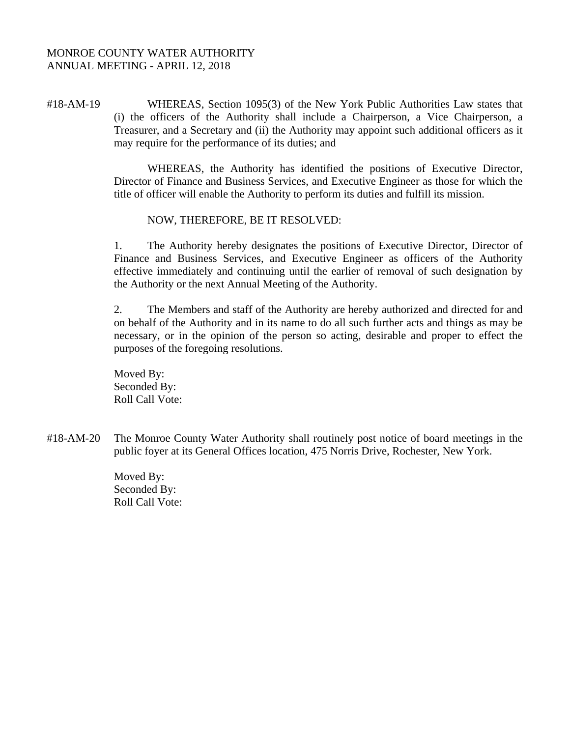MONROE COUNTY WATER AUTHORITY
ANNUAL MEETING - APRIL 12, 2018

#18-AM-19 WHEREAS, Section 1095(3) of the New York Public Authorities Law states that (i) the officers of the Authority shall include a Chairperson, a Vice Chairperson, a Treasurer, and a Secretary and (ii) the Authority may appoint such additional officers as it may require for the performance of its duties; and

WHEREAS, the Authority has identified the positions of Executive Director, Director of Finance and Business Services, and Executive Engineer as those for which the title of officer will enable the Authority to perform its duties and fulfill its mission.

NOW, THEREFORE, BE IT RESOLVED:

1. The Authority hereby designates the positions of Executive Director, Director of Finance and Business Services, and Executive Engineer as officers of the Authority effective immediately and continuing until the earlier of removal of such designation by the Authority or the next Annual Meeting of the Authority.

2. The Members and staff of the Authority are hereby authorized and directed for and on behalf of the Authority and in its name to do all such further acts and things as may be necessary, or in the opinion of the person so acting, desirable and proper to effect the purposes of the foregoing resolutions.

Moved By:
Seconded By:
Roll Call Vote:

#18-AM-20 The Monroe County Water Authority shall routinely post notice of board meetings in the public foyer at its General Offices location, 475 Norris Drive, Rochester, New York.

Moved By:
Seconded By:
Roll Call Vote: